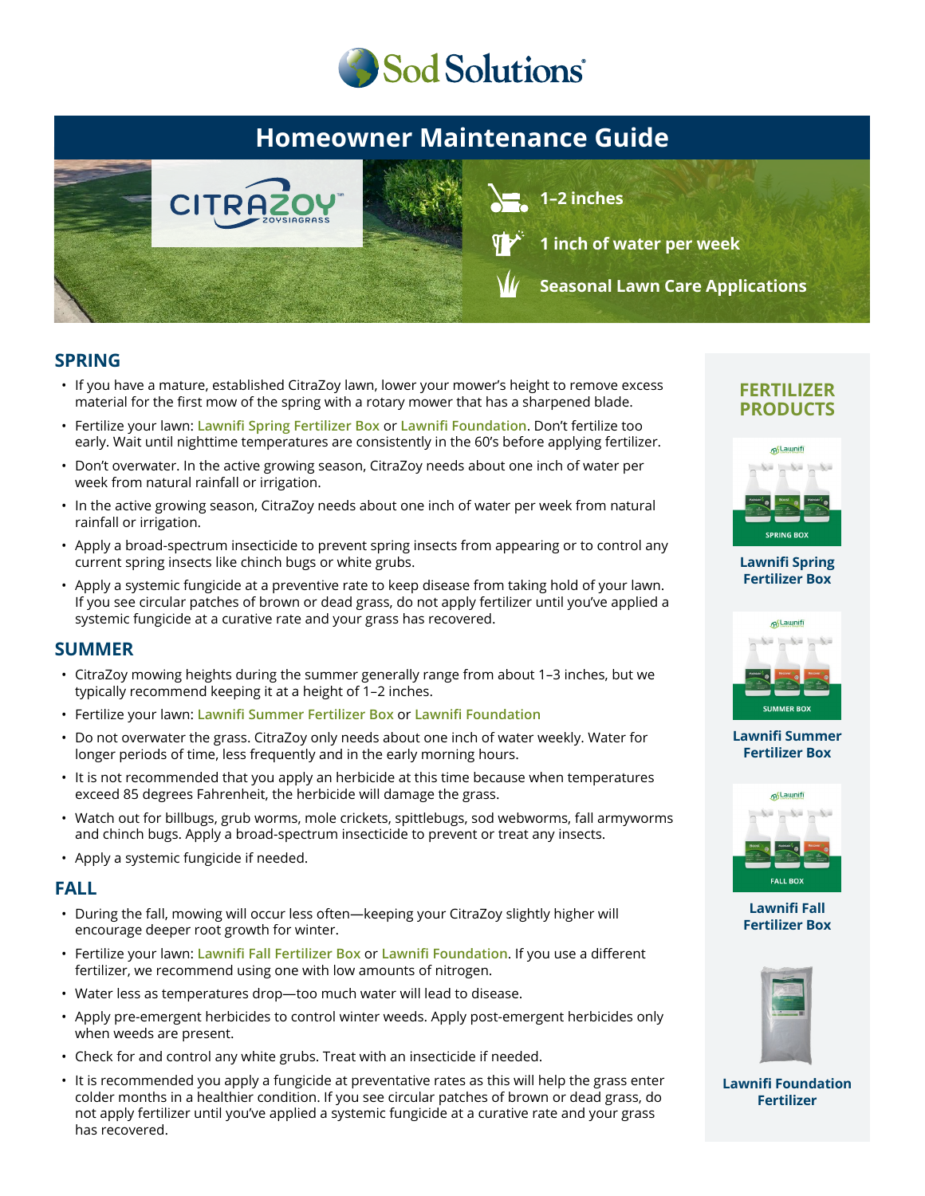Sod Solutions

# Homeowner Maintenance Guide

CITRAZOY™ ZOYSIAGRASS

- 1–2 inches
- 1 inch of water per week
- Seasonal Lawn Care Applications

## SPRING

- If you have a mature, established CitraZoy lawn, lower your mower's height to remove excess material for the first mow of the spring with a rotary mower that has a sharpened blade.
- Fertilize your lawn: Lawnifi Spring Fertilizer Box or Lawnifi Foundation. Don't fertilize too early. Wait until nighttime temperatures are consistently in the 60's before applying fertilizer.
- Don't overwater. In the active growing season, CitraZoy needs about one inch of water per week from natural rainfall or irrigation.
- In the active growing season, CitraZoy needs about one inch of water per week from natural rainfall or irrigation.
- Apply a broad-spectrum insecticide to prevent spring insects from appearing or to control any current spring insects like chinch bugs or white grubs.
- Apply a systemic fungicide at a preventive rate to keep disease from taking hold of your lawn. If you see circular patches of brown or dead grass, do not apply fertilizer until you've applied a systemic fungicide at a curative rate and your grass has recovered.

## SUMMER

- CitraZoy mowing heights during the summer generally range from about 1–3 inches, but we typically recommend keeping it at a height of 1–2 inches.
- Fertilize your lawn: Lawnifi Summer Fertilizer Box or Lawnifi Foundation
- Do not overwater the grass. CitraZoy only needs about one inch of water weekly. Water for longer periods of time, less frequently and in the early morning hours.
- It is not recommended that you apply an herbicide at this time because when temperatures exceed 85 degrees Fahrenheit, the herbicide will damage the grass.
- Watch out for billbugs, grub worms, mole crickets, spittlebugs, sod webworms, fall armyworms and chinch bugs. Apply a broad-spectrum insecticide to prevent or treat any insects.
- Apply a systemic fungicide if needed.

## FALL

- During the fall, mowing will occur less often—keeping your CitraZoy slightly higher will encourage deeper root growth for winter.
- Fertilize your lawn: Lawnifi Fall Fertilizer Box or Lawnifi Foundation. If you use a different fertilizer, we recommend using one with low amounts of nitrogen.
- Water less as temperatures drop—too much water will lead to disease.
- Apply pre-emergent herbicides to control winter weeds. Apply post-emergent herbicides only when weeds are present.
- Check for and control any white grubs. Treat with an insecticide if needed.
- It is recommended you apply a fungicide at preventative rates as this will help the grass enter colder months in a healthier condition. If you see circular patches of brown or dead grass, do not apply fertilizer until you've applied a systemic fungicide at a curative rate and your grass has recovered.

## FERTILIZER PRODUCTS

Lawnifi Spring Fertilizer Box

Lawnifi Summer Fertilizer Box

Lawnifi Fall Fertilizer Box

Lawnifi Foundation Fertilizer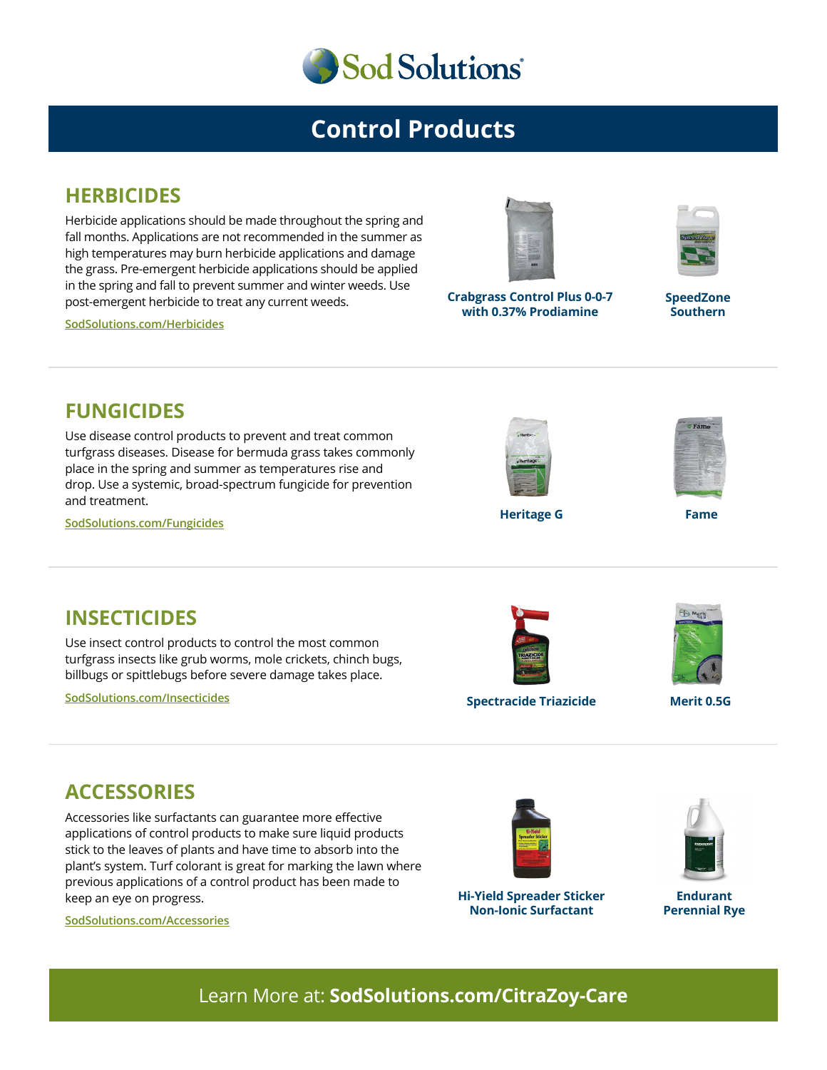Sod Solutions

# Control Products

## HERBICIDES

Herbicide applications should be made throughout the spring and fall months. Applications are not recommended in the summer as high temperatures may burn herbicide applications and damage the grass. Pre-emergent herbicide applications should be applied in the spring and fall to prevent summer and winter weeds. Use post-emergent herbicide to treat any current weeds.

SodSolutions.com/Herbicides

**Crabgrass Control Plus 0-0-7 with 0.37% Prodiamine**

**SpeedZone Southern**

## FUNGICIDES

Use disease control products to prevent and treat common turfgrass diseases. Disease for bermuda grass takes commonly place in the spring and summer as temperatures rise and drop. Use a systemic, broad-spectrum fungicide for prevention and treatment.

SodSolutions.com/Fungicides

**Heritage G**

**Fame**

## INSECTICIDES

Use insect control products to control the most common turfgrass insects like grub worms, mole crickets, chinch bugs, billbugs or spittlebugs before severe damage takes place.

SodSolutions.com/Insecticides

**Spectracide Triazicide**

**Merit 0.5G**

## ACCESSORIES

Accessories like surfactants can guarantee more effective applications of control products to make sure liquid products stick to the leaves of plants and have time to absorb into the plant's system. Turf colorant is great for marking the lawn where previous applications of a control product has been made to keep an eye on progress.

SodSolutions.com/Accessories

**Hi-Yield Spreader Sticker Non-Ionic Surfactant**

**Endurant Perennial Rye**

Learn More at: **SodSolutions.com/CitraZoy-Care**